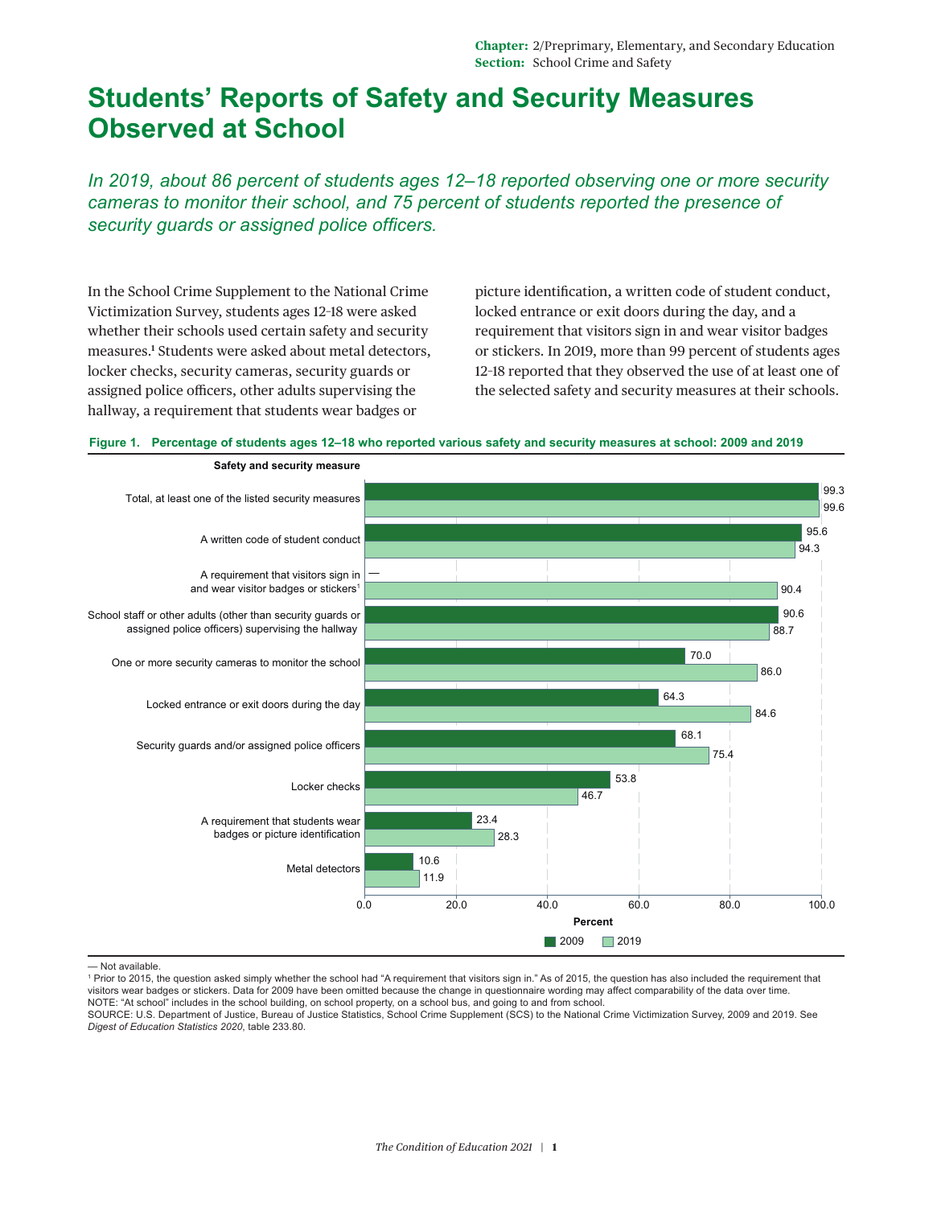Chapter: 2/Preprimary, Elementary, and Secondary Education
Section: School Crime and Safety

# Students' Reports of Safety and Security Measures Observed at School

*In 2019, about 86 percent of students ages 12–18 reported observing one or more security cameras to monitor their school, and 75 percent of students reported the presence of security guards or assigned police officers.*

In the School Crime Supplement to the National Crime Victimization Survey, students ages 12-18 were asked whether their schools used certain safety and security measures.[1] Students were asked about metal detectors, locker checks, security cameras, security guards or assigned police officers, other adults supervising the hallway, a requirement that students wear badges or picture identification, a written code of student conduct, locked entrance or exit doors during the day, and a requirement that visitors sign in and wear visitor badges or stickers. In 2019, more than 99 percent of students ages 12-18 reported that they observed the use of at least one of the selected safety and security measures at their schools.

**Figure 1. Percentage of students ages 12–18 who reported various safety and security measures at school: 2009 and 2019**

| Safety and security measure | 2009 | 2019 |
|---|---|---|
| Total, at least one of the listed security measures | 99.3 | 99.6 |
| A written code of student conduct | 95.6 | 94.3 |
| A requirement that visitors sign in and wear visitor badges or stickers[1] | — | 90.4 |
| School staff or other adults (other than security guards or assigned police officers) supervising the hallway | 90.6 | 88.7 |
| One or more security cameras to monitor the school | 70.0 | 86.0 |
| Locked entrance or exit doors during the day | 64.3 | 84.6 |
| Security guards and/or assigned police officers | 68.1 | 75.4 |
| Locker checks | 53.8 | 46.7 |
| A requirement that students wear badges or picture identification | 23.4 | 28.3 |
| Metal detectors | 10.6 | 11.9 |

— Not available.
[1] Prior to 2015, the question asked simply whether the school had "A requirement that visitors sign in." As of 2015, the question has also included the requirement that visitors wear badges or stickers. Data for 2009 have been omitted because the change in questionnaire wording may affect comparability of the data over time.
NOTE: "At school" includes in the school building, on school property, on a school bus, and going to and from school.
SOURCE: U.S. Department of Justice, Bureau of Justice Statistics, School Crime Supplement (SCS) to the National Crime Victimization Survey, 2009 and 2019. See *Digest of Education Statistics 2020*, table 233.80.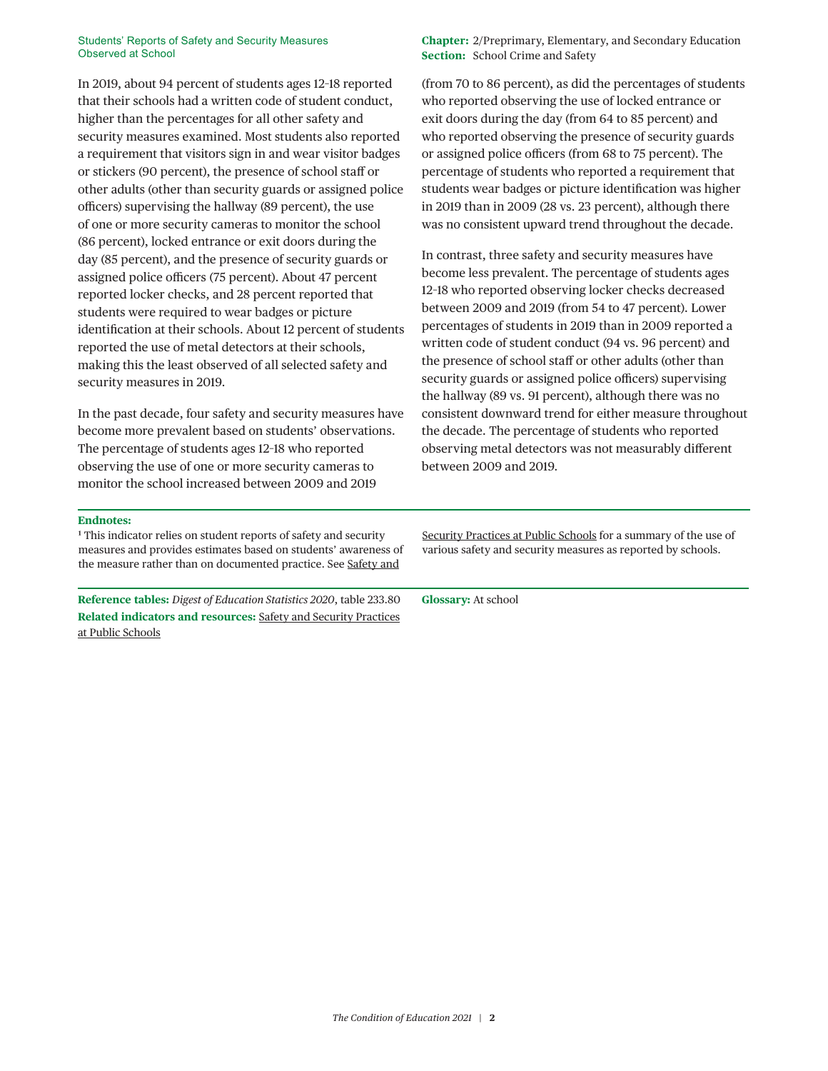In 2019, about 94 percent of students ages 12–18 reported that their schools had a written code of student conduct, higher than the percentages for all other safety and security measures examined. Most students also reported a requirement that visitors sign in and wear visitor badges or stickers (90 percent), the presence of school staff or other adults (other than security guards or assigned police officers) supervising the hallway (89 percent), the use of one or more security cameras to monitor the school (86 percent), locked entrance or exit doors during the day (85 percent), and the presence of security guards or assigned police officers (75 percent). About 47 percent reported locker checks, and 28 percent reported that students were required to wear badges or picture identification at their schools. About 12 percent of students reported the use of metal detectors at their schools, making this the least observed of all selected safety and security measures in 2019.

In the past decade, four safety and security measures have become more prevalent based on students' observations. The percentage of students ages 12–18 who reported observing the use of one or more security cameras to monitor the school increased between 2009 and 2019 (from 70 to 86 percent), as did the percentages of students who reported observing the use of locked entrance or exit doors during the day (from 64 to 85 percent) and who reported observing the presence of security guards or assigned police officers (from 68 to 75 percent). The percentage of students who reported a requirement that students wear badges or picture identification was higher in 2019 than in 2009 (28 vs. 23 percent), although there was no consistent upward trend throughout the decade.

In contrast, three safety and security measures have become less prevalent. The percentage of students ages 12–18 who reported observing locker checks decreased between 2009 and 2019 (from 54 to 47 percent). Lower percentages of students in 2019 than in 2009 reported a written code of student conduct (94 vs. 96 percent) and the presence of school staff or other adults (other than security guards or assigned police officers) supervising the hallway (89 vs. 91 percent), although there was no consistent downward trend for either measure throughout the decade. The percentage of students who reported observing metal detectors was not measurably different between 2009 and 2019.

**Endnotes:**

[1] This indicator relies on student reports of safety and security measures and provides estimates based on students' awareness of the measure rather than on documented practice. See Safety and Security Practices at Public Schools for a summary of the use of various safety and security measures as reported by schools.

**Reference tables:** *Digest of Education Statistics 2020*, table 233.80

**Related indicators and resources:** Safety and Security Practices at Public Schools

**Glossary:** At school